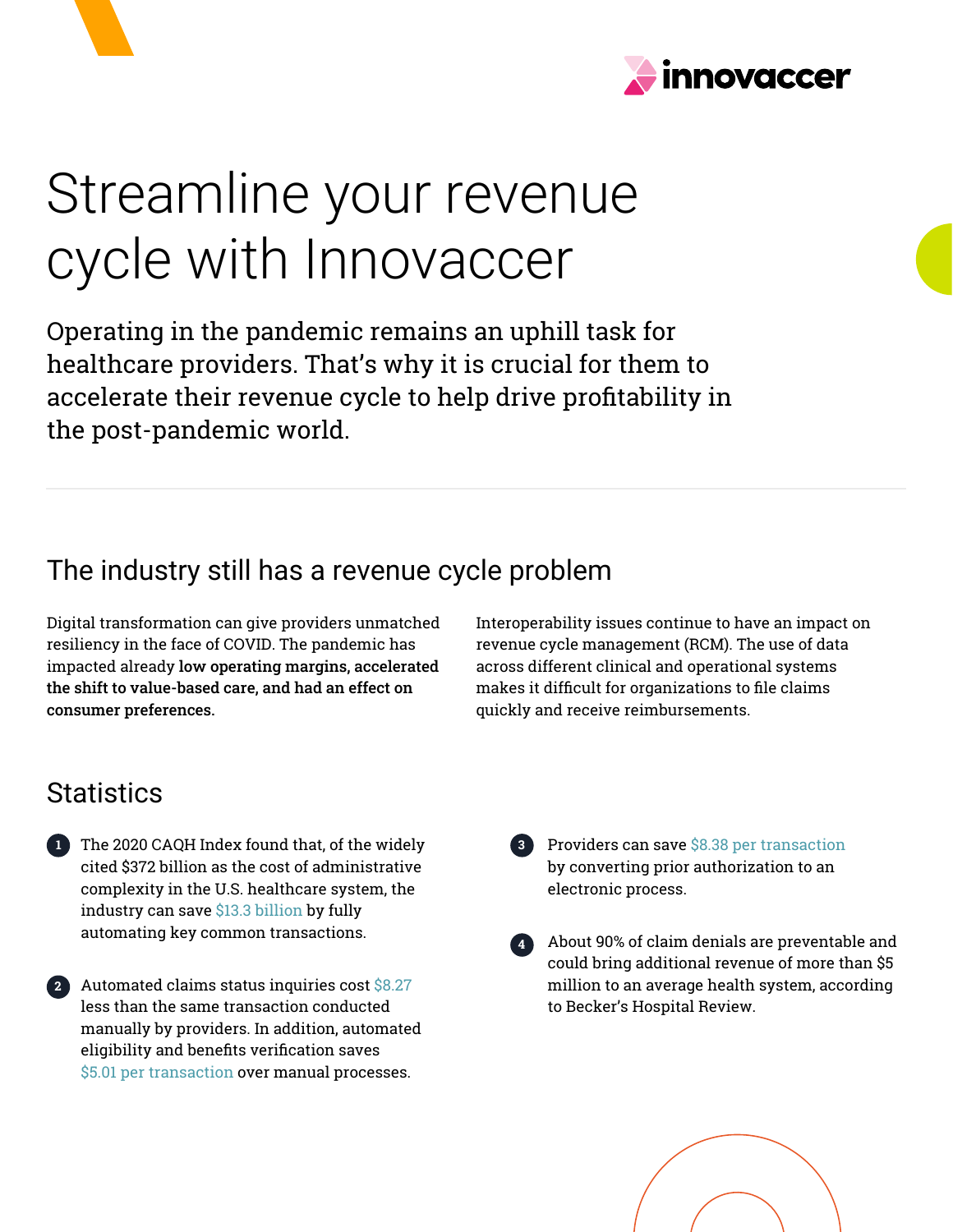# Streamline your revenue cycle with Innovaccer

Operating in the pandemic remains an uphill task for healthcare providers. That's why it is crucial for them to accelerate their revenue cycle to help drive profitability in the post-pandemic world.

## The industry still has a revenue cycle problem

Digital transformation can give providers unmatched resiliency in the face of COVID. The pandemic has impacted already **low operating margins, accelerated the shift to value-based care, and had an effect on consumer preferences.**

Interoperability issues continue to have an impact on revenue cycle management (RCM). The use of data across different clinical and operational systems makes it difficult for organizations to file claims quickly and receive reimbursements.

## Statistics

1. The 2020 CAQH Index found that, of the widely cited $372 billion as the cost of administrative complexity in the U.S. healthcare system, the industry can save $13.3 billion by fully automating key common transactions.

2. Automated claims status inquiries cost $8.27 less than the same transaction conducted manually by providers. In addition, automated eligibility and benefits verification saves $5.01 per transaction over manual processes.

3. Providers can save $8.38 per transaction by converting prior authorization to an electronic process.

4. About 90% of claim denials are preventable and could bring additional revenue of more than $5 million to an average health system, according to Becker's Hospital Review.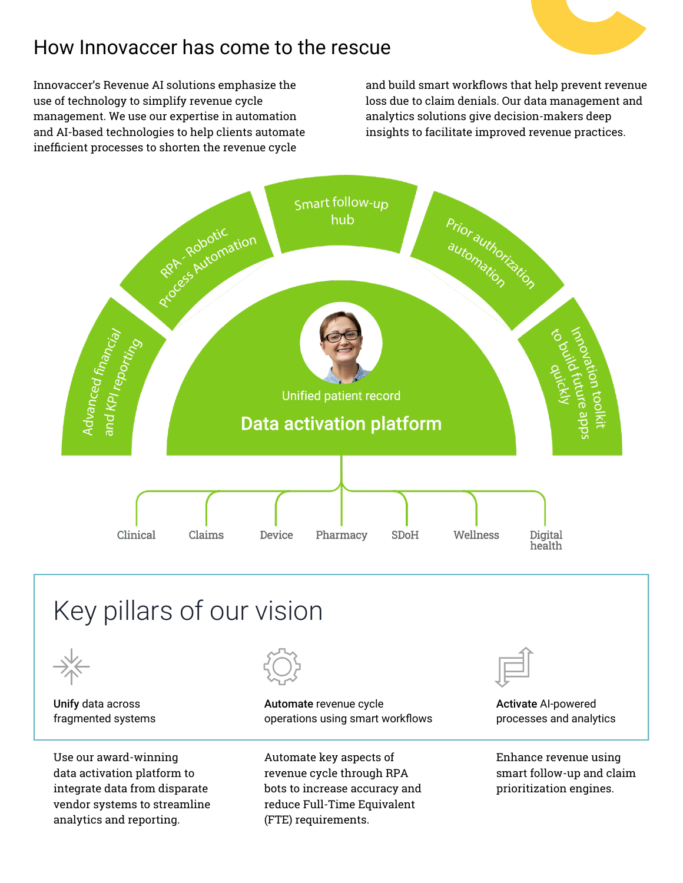# How Innovaccer has come to the rescue

Innovaccer's Revenue AI solutions emphasize the use of technology to simplify revenue cycle management. We use our expertise in automation and AI-based technologies to help clients automate inefficient processes to shorten the revenue cycle and build smart workflows that help prevent revenue loss due to claim denials. Our data management and analytics solutions give decision-makers deep insights to facilitate improved revenue practices.

Advanced financial and KPI reporting

RPA - Robotic Process Automation

Smart follow-up hub

Prior authorization automation

Innovation toolkit to build future apps quickly

Unified patient record

**Data activation platform**

Clinical | Claims | Device | Pharmacy | SDoH | Wellness | Digital health

## Key pillars of our vision

**Unify** data across fragmented systems

Use our award-winning data activation platform to integrate data from disparate vendor systems to streamline analytics and reporting.

**Automate** revenue cycle operations using smart workflows

Automate key aspects of revenue cycle through RPA bots to increase accuracy and reduce Full-Time Equivalent (FTE) requirements.

**Activate** AI-powered processes and analytics

Enhance revenue using smart follow-up and claim prioritization engines.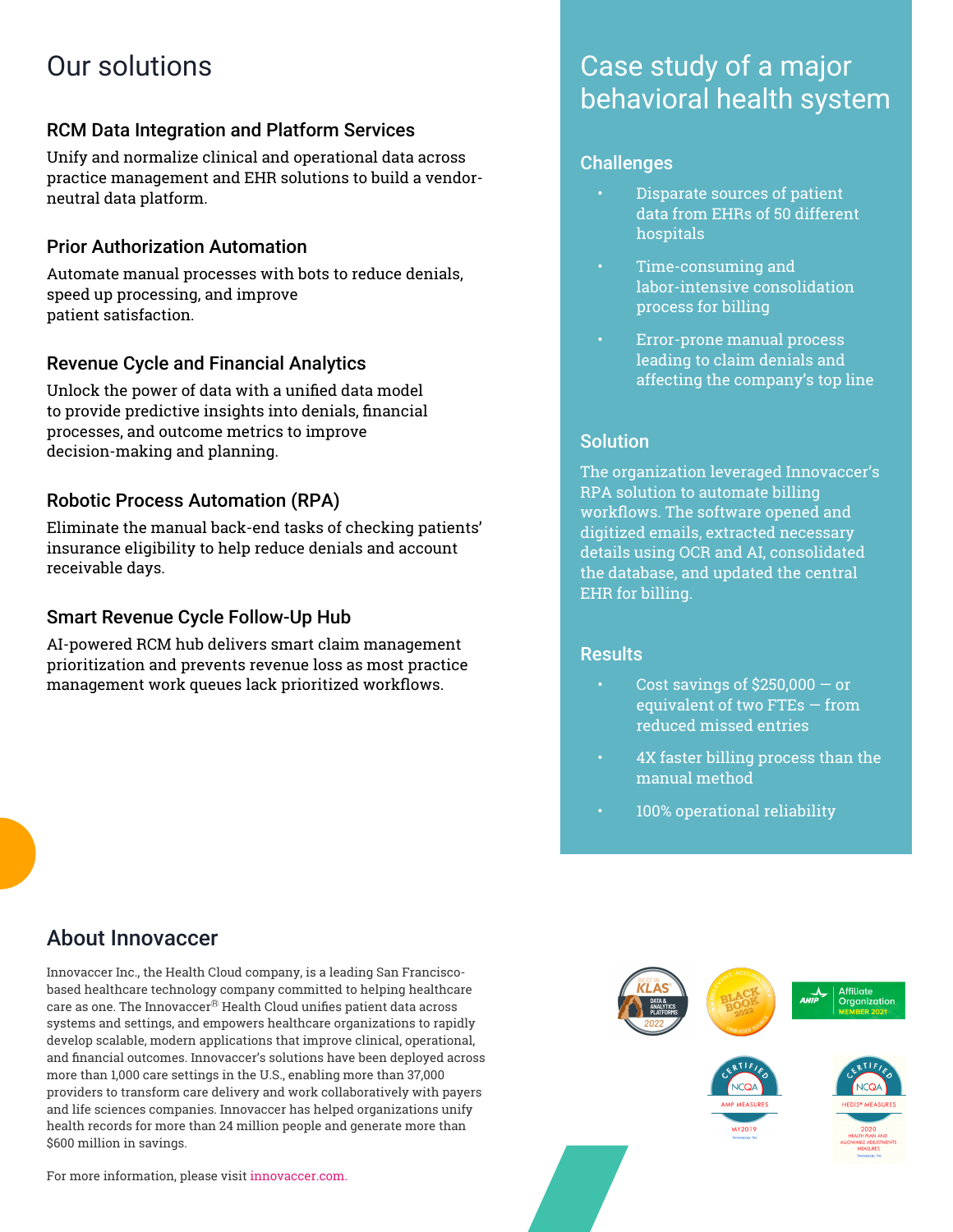## Our solutions

### RCM Data Integration and Platform Services

Unify and normalize clinical and operational data across practice management and EHR solutions to build a vendor-neutral data platform.

### Prior Authorization Automation

Automate manual processes with bots to reduce denials, speed up processing, and improve patient satisfaction.

### Revenue Cycle and Financial Analytics

Unlock the power of data with a unified data model to provide predictive insights into denials, financial processes, and outcome metrics to improve decision-making and planning.

### Robotic Process Automation (RPA)

Eliminate the manual back-end tasks of checking patients' insurance eligibility to help reduce denials and account receivable days.

### Smart Revenue Cycle Follow-Up Hub

AI-powered RCM hub delivers smart claim management prioritization and prevents revenue loss as most practice management work queues lack prioritized workflows.

## Case study of a major behavioral health system

### Challenges

- Disparate sources of patient data from EHRs of 50 different hospitals
- Time-consuming and labor-intensive consolidation process for billing
- Error-prone manual process leading to claim denials and affecting the company's top line

### Solution

The organization leveraged Innovaccer's RPA solution to automate billing workflows. The software opened and digitized emails, extracted necessary details using OCR and AI, consolidated the database, and updated the central EHR for billing.

### Results

- Cost savings of $250,000 — or equivalent of two FTEs — from reduced missed entries
- 4X faster billing process than the manual method
- 100% operational reliability

## About Innovaccer

Innovaccer Inc., the Health Cloud company, is a leading San Francisco-based healthcare technology company committed to helping healthcare care as one. The Innovaccer® Health Cloud unifies patient data across systems and settings, and empowers healthcare organizations to rapidly develop scalable, modern applications that improve clinical, operational, and financial outcomes. Innovaccer's solutions have been deployed across more than 1,000 care settings in the U.S., enabling more than 37,000 providers to transform care delivery and work collaboratively with payers and life sciences companies. Innovaccer has helped organizations unify health records for more than 24 million people and generate more than $600 million in savings.

For more information, please visit innovaccer.com.